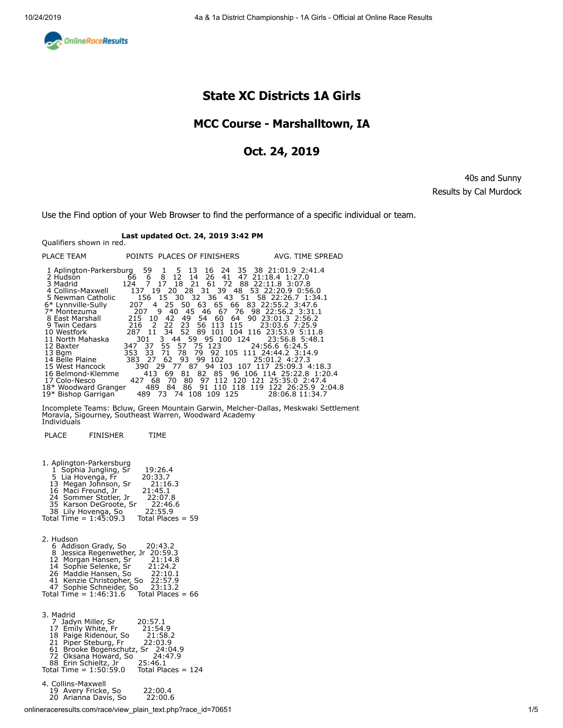# State XC Districts 1A Girls

## MCC Course - Marshalltown, IA

## Oct. 24, 2019

40s and Sunny
Results by Cal Murdock

Use the Find option of your Web Browser to find the performance of a specific individual or team.

**Last updated Oct. 24, 2019 3:42 PM**

Qualifiers shown in red.

| PLACE | TEAM | POINTS | PLACES OF FINISHERS | | | | | | | AVG. TIME | SPREAD |
|---|---|---|---|---|---|---|---|---|---|---|---|
| 1 | Aplington-Parkersburg | 59 | 1 | 5 | 13 | 16 | 24 | 35 | 38 | 21:01.9 | 2:41.4 |
| 2 | Hudson | 66 | 6 | 8 | 12 | 14 | 26 | 41 | 47 | 21:18.4 | 1:27.0 |
| 3 | Madrid | 124 | 7 | 17 | 18 | 21 | 61 | 72 | 88 | 22:11.8 | 3:07.8 |
| 4 | Collins-Maxwell | 137 | 19 | 20 | 28 | 31 | 39 | 48 | 53 | 22:20.9 | 0:56.0 |
| 5 | Newman Catholic | 156 | 15 | 30 | 32 | 36 | 43 | 51 | 58 | 22:26.7 | 1:34.1 |
| 6* | Lynnville-Sully | 207 | 4 | 25 | 50 | 63 | 65 | 66 | 83 | 22:55.2 | 3:47.6 |
| 7* | Montezuma | 207 | 9 | 40 | 45 | 46 | 67 | 76 | 98 | 22:56.2 | 3:31.1 |
| 8 | East Marshall | 215 | 10 | 42 | 49 | 54 | 60 | 64 | 90 | 23:01.3 | 2:56.2 |
| 9 | Twin Cedars | 216 | 2 | 22 | 23 | 56 | 113 | 115 | | 23:03.6 | 7:25.9 |
| 10 | Westfork | 287 | 11 | 34 | 52 | 89 | 101 | 104 | 116 | 23:53.9 | 5:11.8 |
| 11 | North Mahaska | 301 | 3 | 44 | 59 | 95 | 100 | 124 | | 23:56.8 | 5:48.1 |
| 12 | Baxter | 347 | 37 | 55 | 57 | 75 | 123 | | | 24:56.6 | 6:24.5 |
| 13 | Bgm | 353 | 33 | 71 | 78 | 79 | 92 | 105 | 111 | 24:44.2 | 3:14.9 |
| 14 | Belle Plaine | 383 | 27 | 62 | 93 | 99 | 102 | | | 25:01.2 | 4:27.3 |
| 15 | West Hancock | 390 | 29 | 77 | 87 | 94 | 103 | 107 | 117 | 25:09.3 | 4:18.3 |
| 16 | Belmond-Klemme | 413 | 69 | 81 | 82 | 85 | 96 | 106 | 114 | 25:22.8 | 1:20.4 |
| 17 | Colo-Nesco | 427 | 68 | 70 | 80 | 97 | 112 | 120 | 121 | 25:35.0 | 2:47.4 |
| 18* | Woodward Granger | 489 | 84 | 86 | 91 | 110 | 118 | 119 | 122 | 26:25.9 | 2:04.8 |
| 19* | Bishop Garrigan | 489 | 73 | 74 | 108 | 109 | 125 | | | 28:06.8 | 11:34.7 |

Incomplete Teams: Bcluw, Green Mountain Garwin, Melcher-Dallas, Meskwaki Settlement Moravia, Sigourney, Southeast Warren, Woodward Academy

Individuals

| PLACE | FINISHER | TIME |
|---|---|---|

**1. Aplington-Parkersburg**

| PLACE | FINISHER | TIME |
|---|---|---|
| 1 | Sophia Jungling, Sr | 19:26.4 |
| 5 | Lia Hovenga, Fr | 20:33.7 |
| 13 | Megan Johnson, Sr | 21:16.3 |
| 16 | Maci Freund, Jr | 21:45.1 |
| 24 | Sommer Stotler, Jr | 22:07.8 |
| 35 | Karson DeGroote, Sr | 22:46.6 |
| 38 | Lily Hovenga, So | 22:55.9 |

Total Time = 1:45:09.3 Total Places = 59

**2. Hudson**

| PLACE | FINISHER | TIME |
|---|---|---|
| 6 | Addison Grady, So | 20:43.2 |
| 8 | Jessica Regenwether, Jr | 20:59.3 |
| 12 | Morgan Hansen, Sr | 21:14.8 |
| 14 | Sophie Selenke, Sr | 21:24.2 |
| 26 | Maddie Hansen, So | 22:10.1 |
| 41 | Kenzie Christopher, So | 22:57.9 |
| 47 | Sophie Schneider, So | 23:13.2 |

Total Time = 1:46:31.6 Total Places = 66

**3. Madrid**

| PLACE | FINISHER | TIME |
|---|---|---|
| 7 | Jadyn Miller, Sr | 20:57.1 |
| 17 | Emily White, Fr | 21:54.9 |
| 18 | Paige Ridenour, So | 21:58.2 |
| 21 | Piper Steburg, Fr | 22:03.9 |
| 61 | Brooke Bogenschutz, Sr | 24:04.9 |
| 72 | Oksana Howard, So | 24:47.9 |
| 88 | Erin Schieltz, Jr | 25:46.1 |

Total Time = 1:50:59.0 Total Places = 124

**4. Collins-Maxwell**

| PLACE | FINISHER | TIME |
|---|---|---|
| 19 | Avery Fricke, So | 22:00.4 |
| 20 | Arianna Davis, So | 22:00.6 |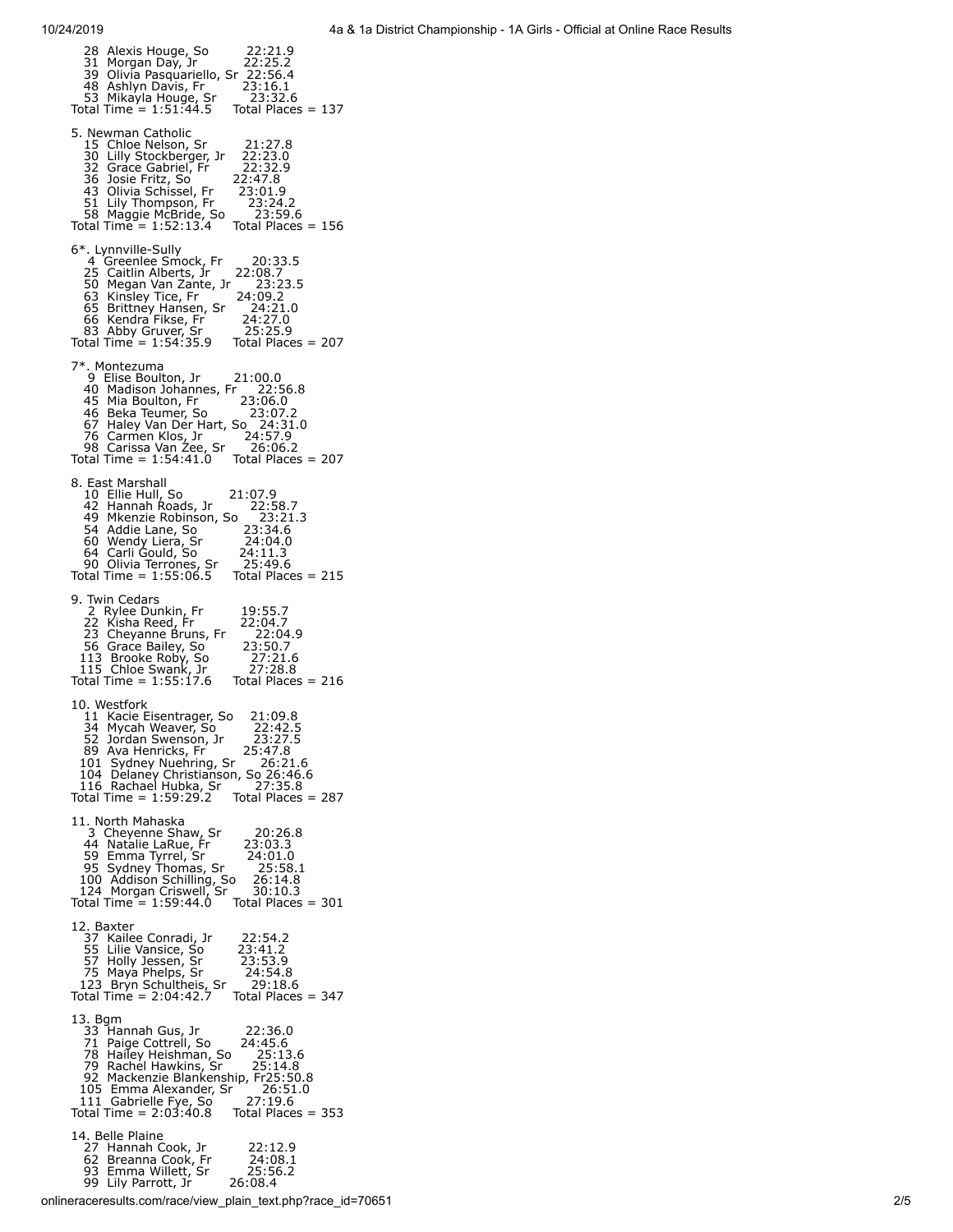```
   28  Alexis Houge, So         22:21.9
   31  Morgan Day, Jr           22:25.2
   39  Olivia Pasquariello, Sr  22:56.4
   48  Ashlyn Davis, Fr         23:16.1
   53  Mikayla Houge, Sr        23:32.6
Total Time = 1:51:44.5     Total Places = 137

5. Newman Catholic
   15  Chloe Nelson, Sr         21:27.8
   30  Lilly Stockberger, Jr    22:23.0
   32  Grace Gabriel, Fr        22:32.9
   36  Josie Fritz, So          22:47.8
   43  Olivia Schissel, Fr      23:01.9
   51  Lily Thompson, Fr        23:24.2
   58  Maggie McBride, So       23:59.6
Total Time = 1:52:13.4     Total Places = 156

6*. Lynnville-Sully
    4  Greenlee Smock, Fr       20:33.5
   25  Caitlin Alberts, Jr      22:08.7
   50  Megan Van Zante, Jr      23:23.5
   63  Kinsley Tice, Fr         24:09.2
   65  Brittney Hansen, Sr      24:21.0
   66  Kendra Fikse, Fr         24:27.0
   83  Abby Gruver, Sr          25:25.9
Total Time = 1:54:35.9     Total Places = 207

7*. Montezuma
    9  Elise Boulton, Jr        21:00.0
   40  Madison Johannes, Fr     22:56.8
   45  Mia Boulton, Fr          23:06.0
   46  Beka Teumer, So          23:07.2
   67  Haley Van Der Hart, So   24:31.0
   76  Carmen Klos, Jr          24:57.9
   98  Carissa Van Zee, Sr      26:06.2
Total Time = 1:54:41.0     Total Places = 207

8. East Marshall
   10  Ellie Hull, So           21:07.9
   42  Hannah Roads, Jr         22:58.7
   49  Mkenzie Robinson, So     23:21.3
   54  Addie Lane, So           23:34.6
   60  Wendy Liera, Sr          24:04.0
   64  Carli Gould, So          24:11.3
   90  Olivia Terrones, Sr      25:49.6
Total Time = 1:55:06.5     Total Places = 215

9. Twin Cedars
    2  Rylee Dunkin, Fr         19:55.7
   22  Kisha Reed, Fr           22:04.7
   23  Cheyanne Bruns, Fr       22:04.9
   56  Grace Bailey, So         23:50.7
  113  Brooke Roby, So          27:21.6
  115  Chloe Swank, Jr          27:28.8
Total Time = 1:55:17.6     Total Places = 216

10. Westfork
   11  Kacie Eisentrager, So    21:09.8
   34  Mycah Weaver, So         22:42.5
   52  Jordan Swenson, Jr       23:27.5
   89  Ava Henricks, Fr         25:47.8
  101  Sydney Nuehring, Sr      26:21.6
  104  Delaney Christianson, So 26:46.6
  116  Rachael Hubka, Sr        27:35.8
Total Time = 1:59:29.2     Total Places = 287

11. North Mahaska
    3  Cheyenne Shaw, Sr        20:26.8
   44  Natalie LaRue, Fr        23:03.3
   59  Emma Tyrrel, Sr          24:01.0
   95  Sydney Thomas, Sr        25:58.1
  100  Addison Schilling, So    26:14.8
  124  Morgan Criswell, Sr      30:10.3
Total Time = 1:59:44.0     Total Places = 301

12. Baxter
   37  Kailee Conradi, Jr       22:54.2
   55  Lilie Vansice, So        23:41.2
   57  Holly Jessen, Sr         23:53.9
   75  Maya Phelps, Sr          24:54.8
  123  Bryn Schultheis, Sr      29:18.6
Total Time = 2:04:42.7     Total Places = 347

13. Bgm
   33  Hannah Gus, Jr           22:36.0
   71  Paige Cottrell, So       24:45.6
   78  Hailey Heishman, So      25:13.6
   79  Rachel Hawkins, Sr       25:14.8
   92  Mackenzie Blankenship, Fr25:50.8
  105  Emma Alexander, Sr       26:51.0
  111  Gabrielle Fye, So        27:19.6
Total Time = 2:03:40.8     Total Places = 353

14. Belle Plaine
   27  Hannah Cook, Jr          22:12.9
   62  Breanna Cook, Fr         24:08.1
   93  Emma Willett, Sr         25:56.2
   99  Lily Parrott, Jr         26:08.4
```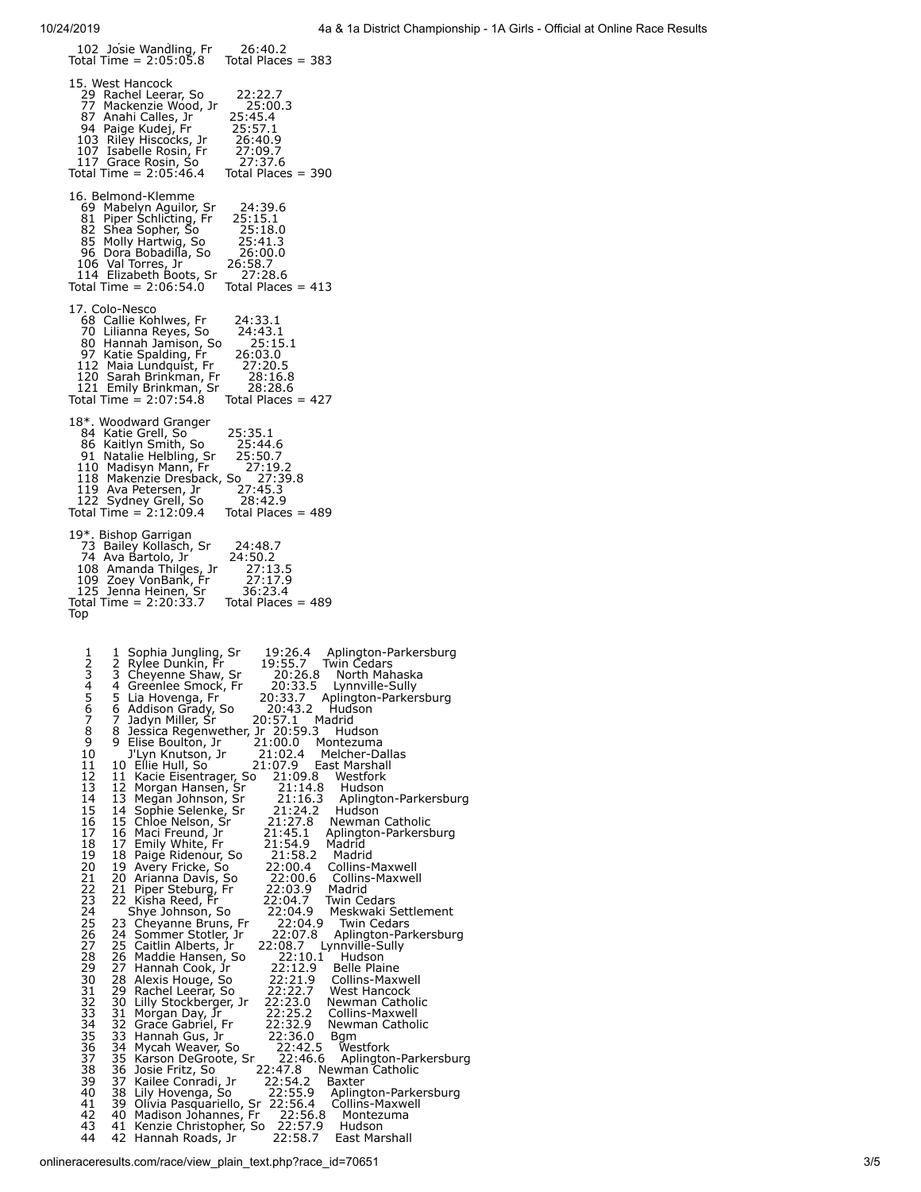102 Josie Wandling, Fr 26:40.2
Total Time = 2:05:05.8 Total Places = 383

15. West Hancock
29 Rachel Leerar, So 22:22.7
77 Mackenzie Wood, Jr 25:00.3
87 Anahi Calles, Jr 25:45.4
94 Paige Kudej, Fr 25:57.1
103 Riley Hiscocks, Jr 26:40.9
107 Isabelle Rosin, Fr 27:09.7
117 Grace Rosin, So 27:37.6
Total Time = 2:05:46.4 Total Places = 390

16. Belmond-Klemme
69 Mabelyn Aguilor, Sr 24:39.6
81 Piper Schlicting, Fr 25:15.1
82 Shea Sopher, So 25:18.0
85 Molly Hartwig, So 25:41.3
96 Dora Bobadilla, So 26:00.0
106 Val Torres, Jr 26:58.7
114 Elizabeth Boots, Sr 27:28.6
Total Time = 2:06:54.0 Total Places = 413

17. Colo-Nesco
68 Callie Kohlwes, Fr 24:33.1
70 Lilianna Reyes, So 24:43.1
80 Hannah Jamison, So 25:15.1
97 Katie Spalding, Fr 26:03.0
112 Maia Lundquist, Fr 27:20.5
120 Sarah Brinkman, Fr 28:16.8
121 Emily Brinkman, Sr 28:28.6
Total Time = 2:07:54.8 Total Places = 427

18*. Woodward Granger
84 Katie Grell, So 25:35.1
86 Kaitlyn Smith, So 25:44.6
91 Natalie Helbling, Sr 25:50.7
110 Madisyn Mann, Fr 27:19.2
118 Makenzie Dresback, So 27:39.8
119 Ava Petersen, Jr 27:45.3
122 Sydney Grell, So 28:42.9
Total Time = 2:12:09.4 Total Places = 489

19*. Bishop Garrigan
73 Bailey Kollasch, Sr 24:48.7
74 Ava Bartolo, Jr 24:50.2
108 Amanda Thilges, Jr 27:13.5
109 Zoey VonBank, Fr 27:17.9
125 Jenna Heinen, Sr 36:23.4
Total Time = 2:20:33.7 Total Places = 489
Top

| Place | Team Place | Name | Time | School |
|---|---|---|---|---|
| 1 | 1 | Sophia Jungling, Sr | 19:26.4 | Aplington-Parkersburg |
| 2 | 2 | Rylee Dunkin, Fr | 19:55.7 | Twin Cedars |
| 3 | 3 | Cheyenne Shaw, Sr | 20:26.8 | North Mahaska |
| 4 | 4 | Greenlee Smock, Fr | 20:33.5 | Lynnville-Sully |
| 5 | 5 | Lia Hovenga, Fr | 20:33.7 | Aplington-Parkersburg |
| 6 | 6 | Addison Grady, So | 20:43.2 | Hudson |
| 7 | 7 | Jadyn Miller, Sr | 20:57.1 | Madrid |
| 8 | 8 | Jessica Regenwether, Jr | 20:59.3 | Hudson |
| 9 | 9 | Elise Boulton, Jr | 21:00.0 | Montezuma |
| 10 | | J'Lyn Knutson, Jr | 21:02.4 | Melcher-Dallas |
| 11 | 10 | Ellie Hull, So | 21:07.9 | East Marshall |
| 12 | 11 | Kacie Eisentrager, So | 21:09.8 | Westfork |
| 13 | 12 | Morgan Hansen, Sr | 21:14.8 | Hudson |
| 14 | 13 | Megan Johnson, Sr | 21:16.3 | Aplington-Parkersburg |
| 15 | 14 | Sophie Selenke, Sr | 21:24.2 | Hudson |
| 16 | 15 | Chloe Nelson, Sr | 21:27.8 | Newman Catholic |
| 17 | 16 | Maci Freund, Jr | 21:45.1 | Aplington-Parkersburg |
| 18 | 17 | Emily White, Fr | 21:54.9 | Madrid |
| 19 | 18 | Paige Ridenour, So | 21:58.2 | Madrid |
| 20 | 19 | Avery Fricke, So | 22:00.4 | Collins-Maxwell |
| 21 | 20 | Arianna Davis, So | 22:00.6 | Collins-Maxwell |
| 22 | 21 | Piper Steburg, Fr | 22:03.9 | Madrid |
| 23 | 22 | Kisha Reed, Fr | 22:04.7 | Twin Cedars |
| 24 | | Shye Johnson, So | 22:04.9 | Meskwaki Settlement |
| 25 | 23 | Cheyenne Bruns, Fr | 22:04.9 | Twin Cedars |
| 26 | 24 | Sommer Stotler, Jr | 22:07.8 | Aplington-Parkersburg |
| 27 | 25 | Caitlin Alberts, Jr | 22:08.7 | Lynnville-Sully |
| 28 | 26 | Maddie Hansen, So | 22:10.1 | Hudson |
| 29 | 27 | Hannah Cook, Jr | 22:12.9 | Belle Plaine |
| 30 | 28 | Alexis Houge, So | 22:21.9 | Collins-Maxwell |
| 31 | 29 | Rachel Leerar, So | 22:22.7 | West Hancock |
| 32 | 30 | Lilly Stockberger, Jr | 22:23.0 | Newman Catholic |
| 33 | 31 | Morgan Day, Jr | 22:25.2 | Collins-Maxwell |
| 34 | 32 | Grace Gabriel, Fr | 22:32.9 | Newman Catholic |
| 35 | 33 | Hannah Gus, Jr | 22:36.0 | Bgm |
| 36 | 34 | Mycah Weaver, So | 22:42.5 | Westfork |
| 37 | 35 | Karson DeGroote, Sr | 22:46.6 | Aplington-Parkersburg |
| 38 | 36 | Josie Fritz, So | 22:47.8 | Newman Catholic |
| 39 | 37 | Kailee Conradi, Jr | 22:54.2 | Baxter |
| 40 | 38 | Lily Hovenga, So | 22:55.9 | Aplington-Parkersburg |
| 41 | 39 | Olivia Pasquariello, Sr | 22:56.4 | Collins-Maxwell |
| 42 | 40 | Madison Johannes, Fr | 22:56.8 | Montezuma |
| 43 | 41 | Kenzie Christopher, So | 22:57.9 | Hudson |
| 44 | 42 | Hannah Roads, Jr | 22:58.7 | East Marshall |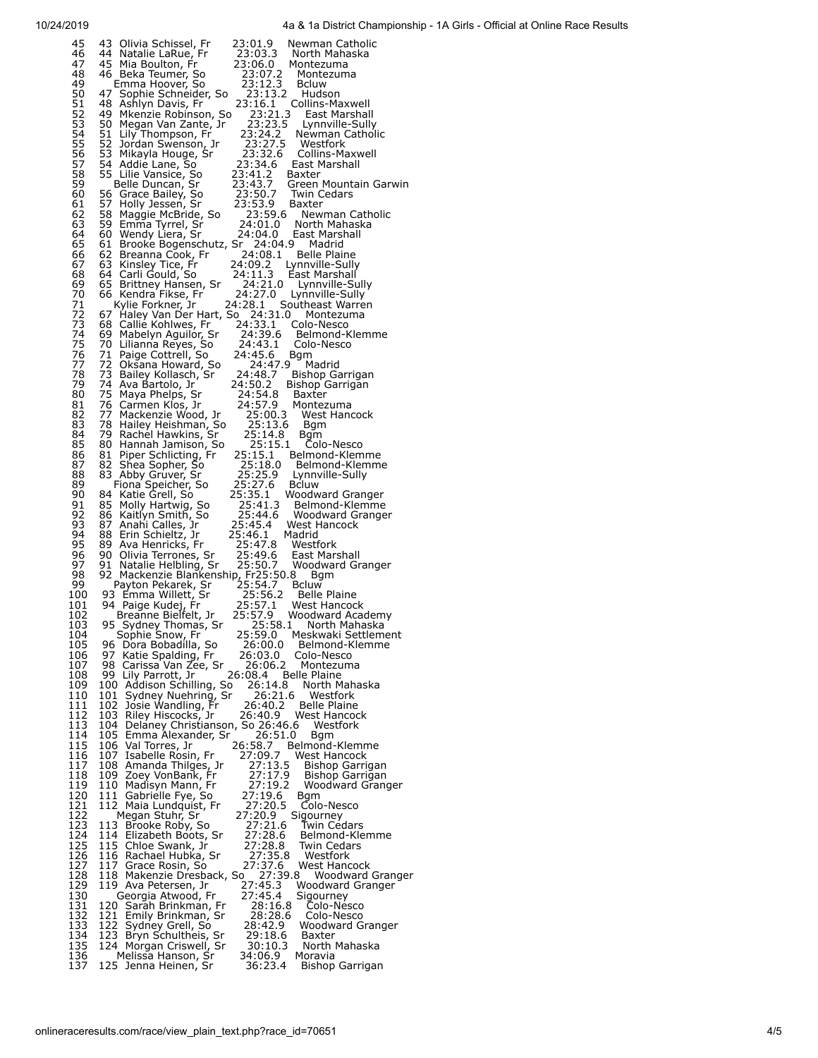| Place | Team Place | Name | Time | School |
|---|---|---|---|---|
| 45 | 43 | Olivia Schissel, Fr | 23:01.9 | Newman Catholic |
| 46 | 44 | Natalie LaRue, Fr | 23:03.3 | North Mahaska |
| 47 | 45 | Mia Boulton, Fr | 23:06.0 | Montezuma |
| 48 | 46 | Beka Teumer, So | 23:07.2 | Montezuma |
| 49 | | Emma Hoover, So | 23:12.3 | Bcluw |
| 50 | 47 | Sophie Schneider, So | 23:13.2 | Hudson |
| 51 | 48 | Ashlyn Davis, Fr | 23:16.1 | Collins-Maxwell |
| 52 | 49 | Mkenzie Robinson, So | 23:21.3 | East Marshall |
| 53 | 50 | Megan Van Zante, Jr | 23:23.5 | Lynnville-Sully |
| 54 | 51 | Lily Thompson, Fr | 23:24.2 | Newman Catholic |
| 55 | 52 | Jordan Swenson, Jr | 23:27.5 | Westfork |
| 56 | 53 | Mikayla Houge, Sr | 23:32.6 | Collins-Maxwell |
| 57 | 54 | Addie Lane, So | 23:34.6 | East Marshall |
| 58 | 55 | Lilie Vansice, So | 23:41.2 | Baxter |
| 59 | | Belle Duncan, Sr | 23:43.7 | Green Mountain Garwin |
| 60 | 56 | Grace Bailey, So | 23:50.7 | Twin Cedars |
| 61 | 57 | Holly Jessen, Sr | 23:53.9 | Baxter |
| 62 | 58 | Maggie McBride, So | 23:59.6 | Newman Catholic |
| 63 | 59 | Emma Tyrrel, Sr | 24:01.0 | North Mahaska |
| 64 | 60 | Wendy Liera, Sr | 24:04.0 | East Marshall |
| 65 | 61 | Brooke Bogenschutz, Sr | 24:04.9 | Madrid |
| 66 | 62 | Breanna Cook, Fr | 24:08.1 | Belle Plaine |
| 67 | 63 | Kinsley Tice, Fr | 24:09.2 | Lynnville-Sully |
| 68 | 64 | Carli Gould, So | 24:11.3 | East Marshall |
| 69 | 65 | Brittney Hansen, Sr | 24:21.0 | Lynnville-Sully |
| 70 | 66 | Kendra Fikse, Fr | 24:27.0 | Lynnville-Sully |
| 71 | | Kylie Forkner, Jr | 24:28.1 | Southeast Warren |
| 72 | 67 | Haley Van Der Hart, So | 24:31.0 | Montezuma |
| 73 | 68 | Callie Kohlwes, Fr | 24:33.1 | Colo-Nesco |
| 74 | 69 | Mabelyn Aguilor, Sr | 24:39.6 | Belmond-Klemme |
| 75 | 70 | Lilianna Reyes, So | 24:43.1 | Colo-Nesco |
| 76 | 71 | Paige Cottrell, So | 24:45.6 | Bgm |
| 77 | 72 | Oksana Howard, So | 24:47.9 | Madrid |
| 78 | 73 | Bailey Kollasch, Sr | 24:48.7 | Bishop Garrigan |
| 79 | 74 | Ava Bartolo, Jr | 24:50.2 | Bishop Garrigan |
| 80 | 75 | Maya Phelps, Sr | 24:54.8 | Baxter |
| 81 | 76 | Carmen Klos, Jr | 24:57.9 | Montezuma |
| 82 | 77 | Mackenzie Wood, Jr | 25:00.3 | West Hancock |
| 83 | 78 | Hailey Heishman, So | 25:13.6 | Bgm |
| 84 | 79 | Rachel Hawkins, Sr | 25:14.8 | Bgm |
| 85 | 80 | Hannah Jamison, So | 25:15.1 | Colo-Nesco |
| 86 | 81 | Piper Schlicting, Fr | 25:15.1 | Belmond-Klemme |
| 87 | 82 | Shea Sopher, So | 25:18.0 | Belmond-Klemme |
| 88 | 83 | Abby Gruver, Sr | 25:25.9 | Lynnville-Sully |
| 89 | | Fiona Speicher, So | 25:27.6 | Bcluw |
| 90 | 84 | Katie Grell, So | 25:35.1 | Woodward Granger |
| 91 | 85 | Molly Hartwig, So | 25:41.3 | Belmond-Klemme |
| 92 | 86 | Kaitlyn Smith, So | 25:44.6 | Woodward Granger |
| 93 | 87 | Anahi Calles, Jr | 25:45.4 | West Hancock |
| 94 | 88 | Erin Schieltz, Jr | 25:46.1 | Madrid |
| 95 | 89 | Ava Henricks, Fr | 25:47.8 | Westfork |
| 96 | 90 | Olivia Terrones, Sr | 25:49.6 | East Marshall |
| 97 | 91 | Natalie Helbling, Sr | 25:50.7 | Woodward Granger |
| 98 | 92 | Mackenzie Blankenship, Fr | 25:50.8 | Bgm |
| 99 | | Payton Pekarek, Sr | 25:54.7 | Bcluw |
| 100 | 93 | Emma Willett, Sr | 25:56.2 | Belle Plaine |
| 101 | 94 | Paige Kudej, Fr | 25:57.1 | West Hancock |
| 102 | | Breanne Bielfelt, Jr | 25:57.9 | Woodward Academy |
| 103 | 95 | Sydney Thomas, Sr | 25:58.1 | North Mahaska |
| 104 | | Sophie Snow, Fr | 25:59.0 | Meskwaki Settlement |
| 105 | 96 | Dora Bobadilla, So | 26:00.0 | Belmond-Klemme |
| 106 | 97 | Katie Spalding, Fr | 26:03.0 | Colo-Nesco |
| 107 | 98 | Carissa Van Zee, Sr | 26:06.2 | Montezuma |
| 108 | 99 | Lily Parrott, Jr | 26:08.4 | Belle Plaine |
| 109 | 100 | Addison Schilling, So | 26:14.8 | North Mahaska |
| 110 | 101 | Sydney Nuehring, Sr | 26:21.6 | Westfork |
| 111 | 102 | Josie Wandling, Fr | 26:40.2 | Belle Plaine |
| 112 | 103 | Riley Hiscocks, Jr | 26:40.9 | West Hancock |
| 113 | 104 | Delaney Christianson, So | 26:46.6 | Westfork |
| 114 | 105 | Emma Alexander, Sr | 26:51.0 | Bgm |
| 115 | 106 | Val Torres, Jr | 26:58.7 | Belmond-Klemme |
| 116 | 107 | Isabelle Rosin, Fr | 27:09.7 | West Hancock |
| 117 | 108 | Amanda Thilges, Jr | 27:13.5 | Bishop Garrigan |
| 118 | 109 | Zoey VonBank, Fr | 27:17.9 | Bishop Garrigan |
| 119 | 110 | Madisyn Mann, Fr | 27:19.2 | Woodward Granger |
| 120 | 111 | Gabrielle Fye, So | 27:19.6 | Bgm |
| 121 | 112 | Maia Lundquist, Fr | 27:20.5 | Colo-Nesco |
| 122 | | Megan Stuhr, Sr | 27:20.9 | Sigourney |
| 123 | 113 | Brooke Roby, So | 27:21.6 | Twin Cedars |
| 124 | 114 | Elizabeth Boots, Sr | 27:28.6 | Belmond-Klemme |
| 125 | 115 | Chloe Swank, Jr | 27:28.8 | Twin Cedars |
| 126 | 116 | Rachael Hubka, Sr | 27:35.8 | Westfork |
| 127 | 117 | Grace Rosin, So | 27:37.6 | West Hancock |
| 128 | 118 | Makenzie Dresback, So | 27:39.8 | Woodward Granger |
| 129 | 119 | Ava Petersen, Jr | 27:45.3 | Woodward Granger |
| 130 | | Georgia Atwood, Fr | 27:45.4 | Sigourney |
| 131 | 120 | Sarah Brinkman, Fr | 28:16.8 | Colo-Nesco |
| 132 | 121 | Emily Brinkman, Sr | 28:28.6 | Colo-Nesco |
| 133 | 122 | Sydney Grell, So | 28:42.9 | Woodward Granger |
| 134 | 123 | Bryn Schultheis, Sr | 29:18.6 | Baxter |
| 135 | 124 | Morgan Criswell, Sr | 30:10.3 | North Mahaska |
| 136 | | Melissa Hanson, Sr | 34:06.9 | Moravia |
| 137 | 125 | Jenna Heinen, Sr | 36:23.4 | Bishop Garrigan |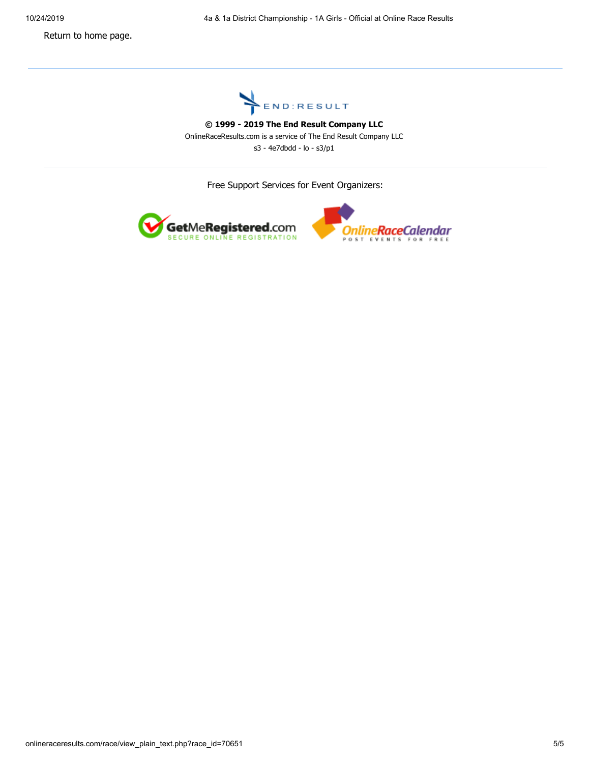Return to home page.

---

**© 1999 - 2019 The End Result Company LLC**

OnlineRaceResults.com is a service of The End Result Company LLC

s3 - 4e7dbdd - lo - s3/p1

---

Free Support Services for Event Organizers: